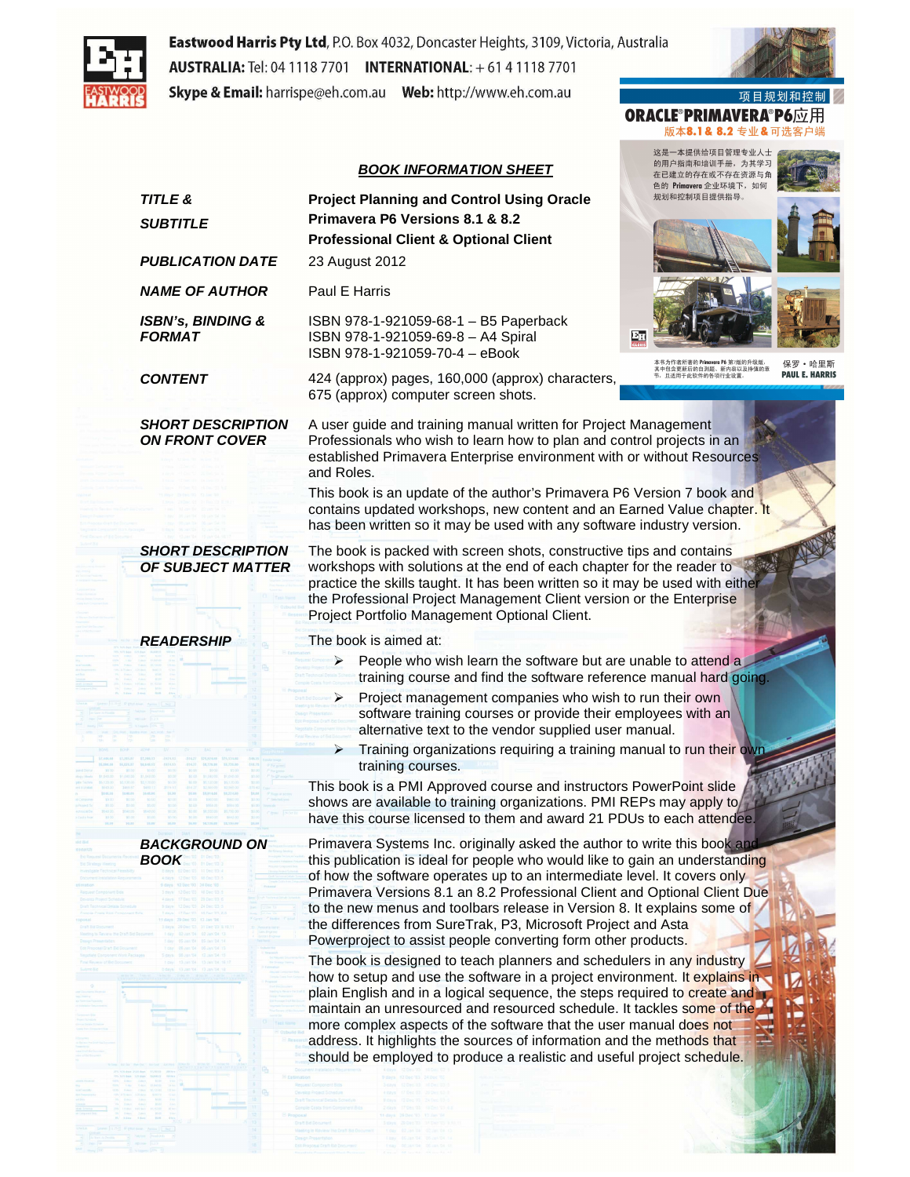**Eastwood Harris Pty Ltd**, P.O. Box 4032, Doncaster Heights, 3109, Victoria, Australia
**AUSTRALIA:** Tel: 04 1118 7701 **INTERNATIONAL:** + 61 4 1118 7701
**Skype & Email:** harrispe@eh.com.au **Web:** http://www.eh.com.au

项目规划和控制
**ORACLE®PRIMAVERA®P6应用**
版本8.1 & 8.2 专业&可选客户端

这是一本提供给项目管理专业人士的用户指南和培训手册，为其学习在已建立的存在或不存在资源与角色的 Primavera 企业环境下，如何规划和控制项目提供指导。

本书为作者所著的 Primavera P6 第7版的升级版，其中包含更新后的习题、新内容以及挣值的章节，且适用于此软件的各项行业设置。

保罗・哈里斯
PAUL E. HARRIS

## BOOK INFORMATION SHEET

| | |
|---|---|
| ***TITLE & SUBTITLE*** | **Project Planning and Control Using Oracle Primavera P6 Versions 8.1 & 8.2 Professional Client & Optional Client** |
| ***PUBLICATION DATE*** | 23 August 2012 |
| ***NAME OF AUTHOR*** | Paul E Harris |
| ***ISBN's, BINDING & FORMAT*** | ISBN 978-1-921059-68-1 – B5 Paperback<br>ISBN 978-1-921059-69-8 – A4 Spiral<br>ISBN 978-1-921059-70-4 – eBook |
| ***CONTENT*** | 424 (approx) pages, 160,000 (approx) characters, 675 (approx) computer screen shots. |

***SHORT DESCRIPTION ON FRONT COVER***

A user guide and training manual written for Project Management Professionals who wish to learn how to plan and control projects in an established Primavera Enterprise environment with or without Resources and Roles.

This book is an update of the author's Primavera P6 Version 7 book and contains updated workshops, new content and an Earned Value chapter. It has been written so it may be used with any software industry version.

***SHORT DESCRIPTION OF SUBJECT MATTER***

The book is packed with screen shots, constructive tips and contains workshops with solutions at the end of each chapter for the reader to practice the skills taught. It has been written so it may be used with either the Professional Project Management Client version or the Enterprise Project Portfolio Management Optional Client.

***READERSHIP***

The book is aimed at:

- People who wish learn the software but are unable to attend a training course and find the software reference manual hard going.
- Project management companies who wish to run their own software training courses or provide their employees with an alternative text to the vendor supplied user manual.
- Training organizations requiring a training manual to run their own training courses.

This book is a PMI Approved course and instructors PowerPoint slide shows are available to training organizations. PMI REPs may apply to have this course licensed to them and award 21 PDUs to each attendee.

***BACKGROUND ON BOOK***

Primavera Systems Inc. originally asked the author to write this book and this publication is ideal for people who would like to gain an understanding of how the software operates up to an intermediate level. It covers only Primavera Versions 8.1 an 8.2 Professional Client and Optional Client Due to the new menus and toolbars release in Version 8. It explains some of the differences from SureTrak, P3, Microsoft Project and Asta Powerproject to assist people converting form other products.

The book is designed to teach planners and schedulers in any industry how to setup and use the software in a project environment. It explains in plain English and in a logical sequence, the steps required to create and maintain an unresourced and resourced schedule. It tackles some of the more complex aspects of the software that the user manual does not address. It highlights the sources of information and the methods that should be employed to produce a realistic and useful project schedule.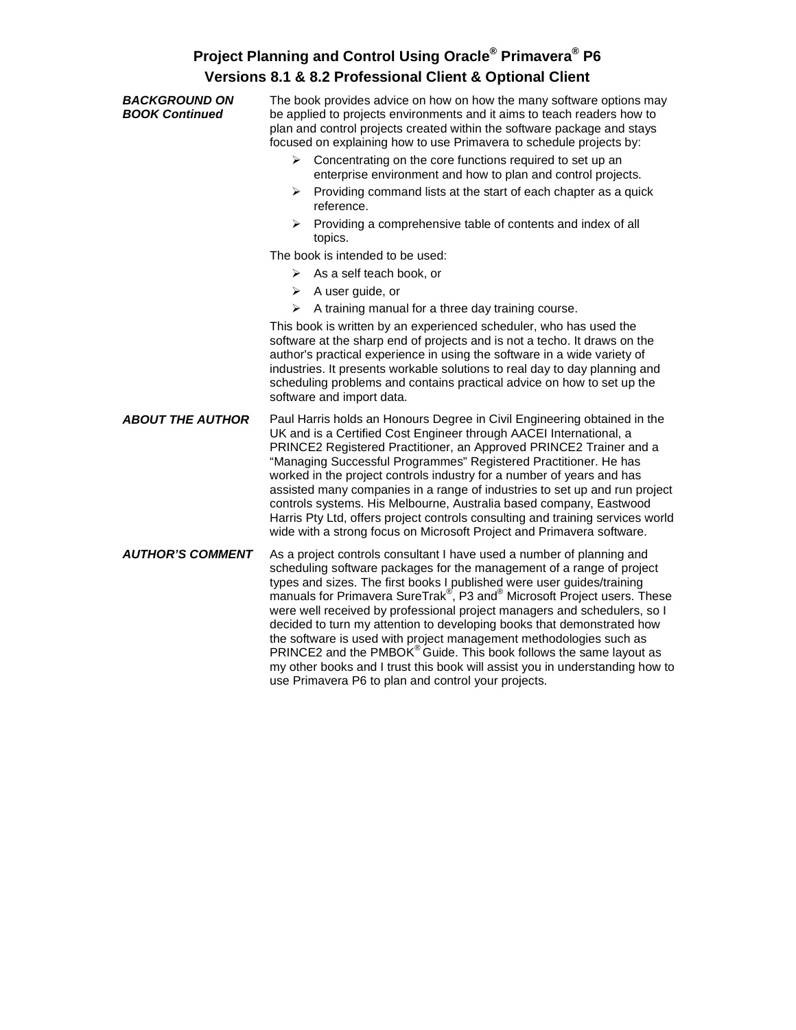# Project Planning and Control Using Oracle® Primavera® P6
## Versions 8.1 & 8.2 Professional Client & Optional Client

***BACKGROUND ON BOOK Continued***

The book provides advice on how on how the many software options may be applied to projects environments and it aims to teach readers how to plan and control projects created within the software package and stays focused on explaining how to use Primavera to schedule projects by:

- Concentrating on the core functions required to set up an enterprise environment and how to plan and control projects.
- Providing command lists at the start of each chapter as a quick reference.
- Providing a comprehensive table of contents and index of all topics.

The book is intended to be used:

- As a self teach book, or
- A user guide, or
- A training manual for a three day training course.

This book is written by an experienced scheduler, who has used the software at the sharp end of projects and is not a techo. It draws on the author's practical experience in using the software in a wide variety of industries. It presents workable solutions to real day to day planning and scheduling problems and contains practical advice on how to set up the software and import data.

***ABOUT THE AUTHOR***

Paul Harris holds an Honours Degree in Civil Engineering obtained in the UK and is a Certified Cost Engineer through AACEI International, a PRINCE2 Registered Practitioner, an Approved PRINCE2 Trainer and a "Managing Successful Programmes" Registered Practitioner. He has worked in the project controls industry for a number of years and has assisted many companies in a range of industries to set up and run project controls systems. His Melbourne, Australia based company, Eastwood Harris Pty Ltd, offers project controls consulting and training services world wide with a strong focus on Microsoft Project and Primavera software.

***AUTHOR'S COMMENT***

As a project controls consultant I have used a number of planning and scheduling software packages for the management of a range of project types and sizes. The first books I published were user guides/training manuals for Primavera SureTrak®, P3 and® Microsoft Project users. These were well received by professional project managers and schedulers, so I decided to turn my attention to developing books that demonstrated how the software is used with project management methodologies such as PRINCE2 and the PMBOK® Guide. This book follows the same layout as my other books and I trust this book will assist you in understanding how to use Primavera P6 to plan and control your projects.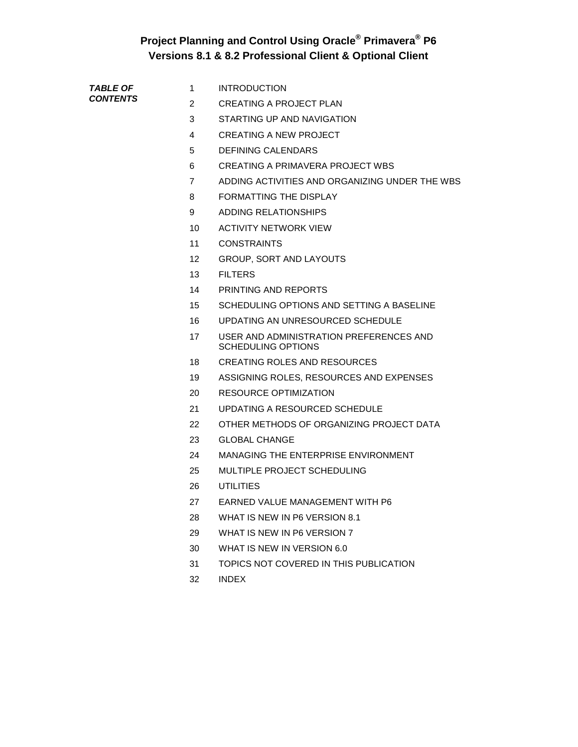# Project Planning and Control Using Oracle® Primavera® P6
## Versions 8.1 & 8.2 Professional Client & Optional Client

***TABLE OF CONTENTS***

1. INTRODUCTION
2. CREATING A PROJECT PLAN
3. STARTING UP AND NAVIGATION
4. CREATING A NEW PROJECT
5. DEFINING CALENDARS
6. CREATING A PRIMAVERA PROJECT WBS
7. ADDING ACTIVITIES AND ORGANIZING UNDER THE WBS
8. FORMATTING THE DISPLAY
9. ADDING RELATIONSHIPS
10. ACTIVITY NETWORK VIEW
11. CONSTRAINTS
12. GROUP, SORT AND LAYOUTS
13. FILTERS
14. PRINTING AND REPORTS
15. SCHEDULING OPTIONS AND SETTING A BASELINE
16. UPDATING AN UNRESOURCED SCHEDULE
17. USER AND ADMINISTRATION PREFERENCES AND SCHEDULING OPTIONS
18. CREATING ROLES AND RESOURCES
19. ASSIGNING ROLES, RESOURCES AND EXPENSES
20. RESOURCE OPTIMIZATION
21. UPDATING A RESOURCED SCHEDULE
22. OTHER METHODS OF ORGANIZING PROJECT DATA
23. GLOBAL CHANGE
24. MANAGING THE ENTERPRISE ENVIRONMENT
25. MULTIPLE PROJECT SCHEDULING
26. UTILITIES
27. EARNED VALUE MANAGEMENT WITH P6
28. WHAT IS NEW IN P6 VERSION 8.1
29. WHAT IS NEW IN P6 VERSION 7
30. WHAT IS NEW IN VERSION 6.0
31. TOPICS NOT COVERED IN THIS PUBLICATION
32. INDEX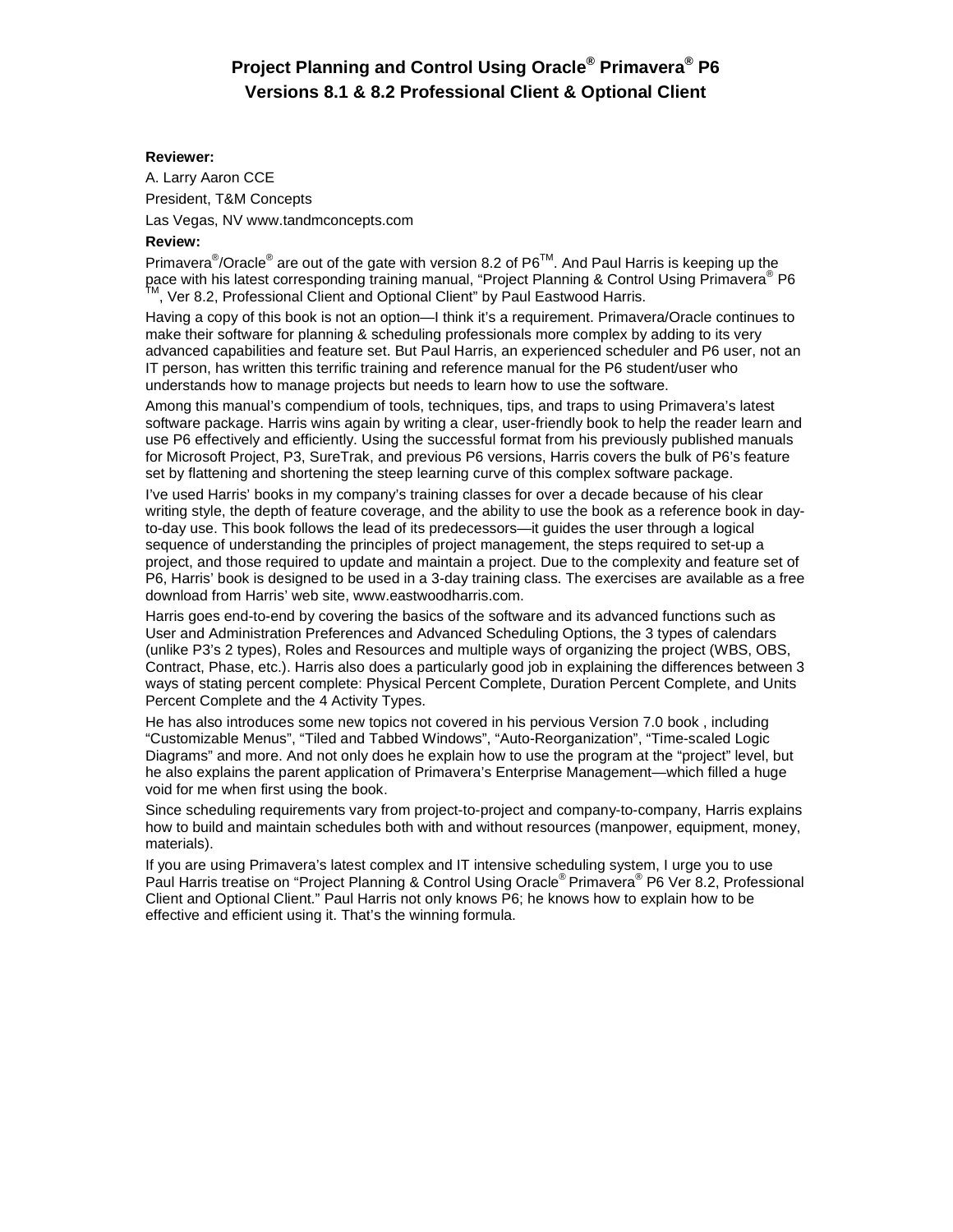# Project Planning and Control Using Oracle® Primavera® P6 Versions 8.1 & 8.2 Professional Client & Optional Client

**Reviewer:**

A. Larry Aaron CCE

President, T&M Concepts

Las Vegas, NV www.tandmconcepts.com

**Review:**

Primavera®/Oracle® are out of the gate with version 8.2 of P6™. And Paul Harris is keeping up the pace with his latest corresponding training manual, "Project Planning & Control Using Primavera® P6 ™, Ver 8.2, Professional Client and Optional Client" by Paul Eastwood Harris.

Having a copy of this book is not an option—I think it's a requirement. Primavera/Oracle continues to make their software for planning & scheduling professionals more complex by adding to its very advanced capabilities and feature set. But Paul Harris, an experienced scheduler and P6 user, not an IT person, has written this terrific training and reference manual for the P6 student/user who understands how to manage projects but needs to learn how to use the software.

Among this manual's compendium of tools, techniques, tips, and traps to using Primavera's latest software package. Harris wins again by writing a clear, user-friendly book to help the reader learn and use P6 effectively and efficiently. Using the successful format from his previously published manuals for Microsoft Project, P3, SureTrak, and previous P6 versions, Harris covers the bulk of P6's feature set by flattening and shortening the steep learning curve of this complex software package.

I've used Harris' books in my company's training classes for over a decade because of his clear writing style, the depth of feature coverage, and the ability to use the book as a reference book in day-to-day use. This book follows the lead of its predecessors—it guides the user through a logical sequence of understanding the principles of project management, the steps required to set-up a project, and those required to update and maintain a project. Due to the complexity and feature set of P6, Harris' book is designed to be used in a 3-day training class. The exercises are available as a free download from Harris' web site, www.eastwoodharris.com.

Harris goes end-to-end by covering the basics of the software and its advanced functions such as User and Administration Preferences and Advanced Scheduling Options, the 3 types of calendars (unlike P3's 2 types), Roles and Resources and multiple ways of organizing the project (WBS, OBS, Contract, Phase, etc.). Harris also does a particularly good job in explaining the differences between 3 ways of stating percent complete: Physical Percent Complete, Duration Percent Complete, and Units Percent Complete and the 4 Activity Types.

He has also introduces some new topics not covered in his pervious Version 7.0 book , including "Customizable Menus", "Tiled and Tabbed Windows", "Auto-Reorganization", "Time-scaled Logic Diagrams" and more. And not only does he explain how to use the program at the "project" level, but he also explains the parent application of Primavera's Enterprise Management—which filled a huge void for me when first using the book.

Since scheduling requirements vary from project-to-project and company-to-company, Harris explains how to build and maintain schedules both with and without resources (manpower, equipment, money, materials).

If you are using Primavera's latest complex and IT intensive scheduling system, I urge you to use Paul Harris treatise on "Project Planning & Control Using Oracle® Primavera® P6 Ver 8.2, Professional Client and Optional Client." Paul Harris not only knows P6; he knows how to explain how to be effective and efficient using it. That's the winning formula.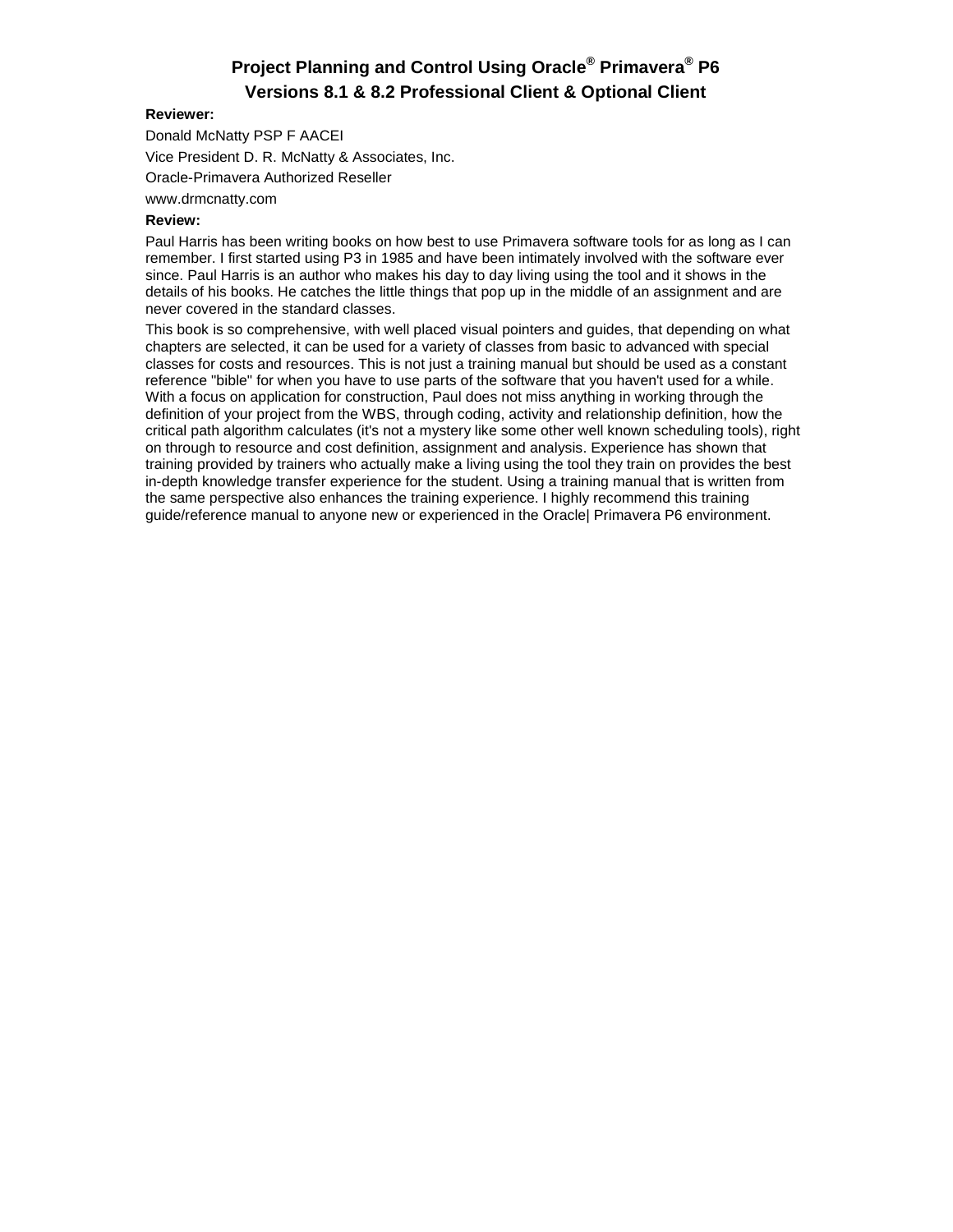# Project Planning and Control Using Oracle® Primavera® P6 Versions 8.1 & 8.2 Professional Client & Optional Client

**Reviewer:**

Donald McNatty PSP F AACEI

Vice President D. R. McNatty & Associates, Inc.

Oracle-Primavera Authorized Reseller

www.drmcnatty.com

**Review:**

Paul Harris has been writing books on how best to use Primavera software tools for as long as I can remember. I first started using P3 in 1985 and have been intimately involved with the software ever since. Paul Harris is an author who makes his day to day living using the tool and it shows in the details of his books. He catches the little things that pop up in the middle of an assignment and are never covered in the standard classes.

This book is so comprehensive, with well placed visual pointers and guides, that depending on what chapters are selected, it can be used for a variety of classes from basic to advanced with special classes for costs and resources. This is not just a training manual but should be used as a constant reference "bible" for when you have to use parts of the software that you haven't used for a while. With a focus on application for construction, Paul does not miss anything in working through the definition of your project from the WBS, through coding, activity and relationship definition, how the critical path algorithm calculates (it's not a mystery like some other well known scheduling tools), right on through to resource and cost definition, assignment and analysis. Experience has shown that training provided by trainers who actually make a living using the tool they train on provides the best in-depth knowledge transfer experience for the student. Using a training manual that is written from the same perspective also enhances the training experience. I highly recommend this training guide/reference manual to anyone new or experienced in the Oracle| Primavera P6 environment.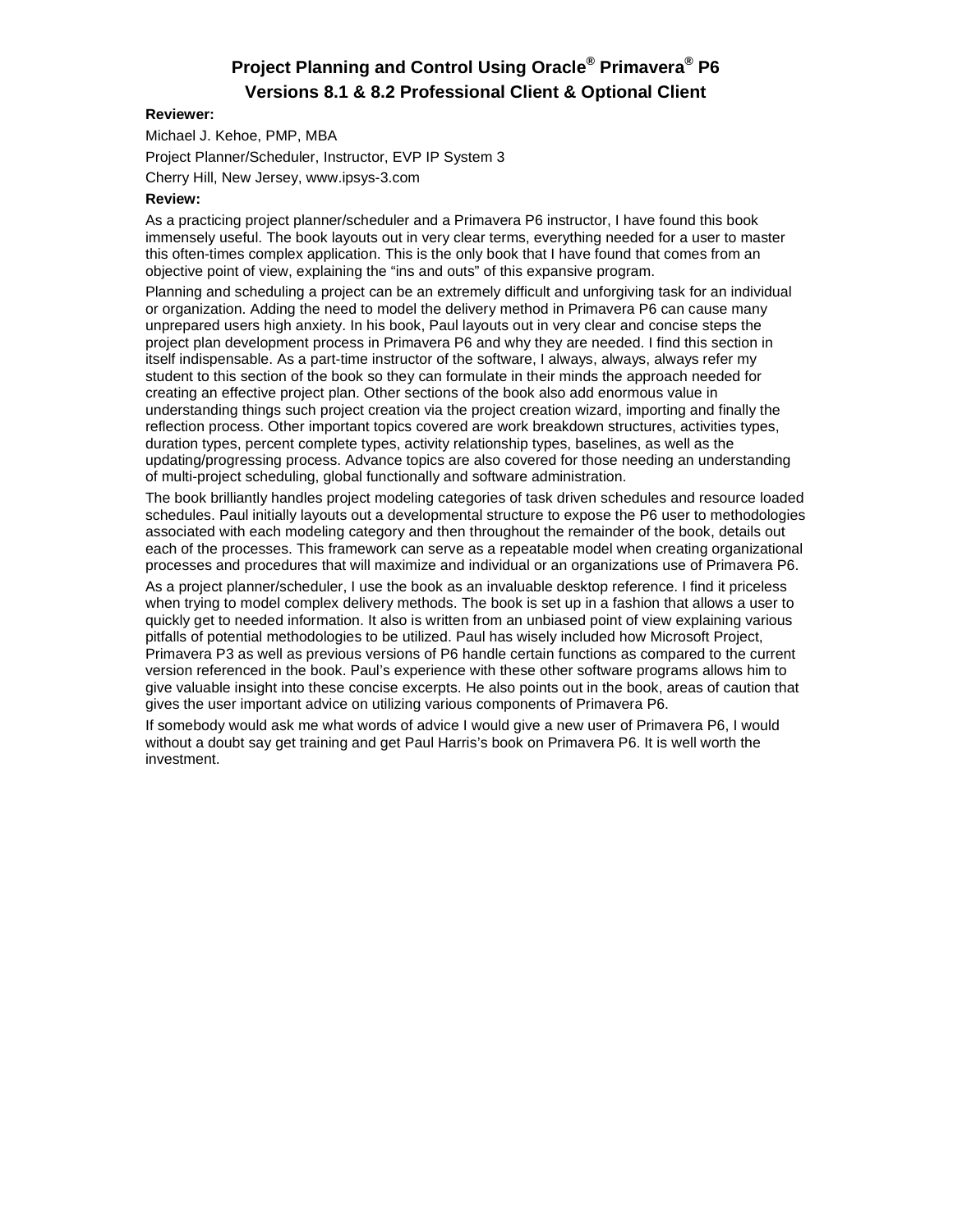# Project Planning and Control Using Oracle® Primavera® P6 Versions 8.1 & 8.2 Professional Client & Optional Client

**Reviewer:**

Michael J. Kehoe, PMP, MBA

Project Planner/Scheduler, Instructor, EVP IP System 3

Cherry Hill, New Jersey, www.ipsys-3.com

**Review:**

As a practicing project planner/scheduler and a Primavera P6 instructor, I have found this book immensely useful. The book layouts out in very clear terms, everything needed for a user to master this often-times complex application. This is the only book that I have found that comes from an objective point of view, explaining the "ins and outs" of this expansive program.

Planning and scheduling a project can be an extremely difficult and unforgiving task for an individual or organization. Adding the need to model the delivery method in Primavera P6 can cause many unprepared users high anxiety. In his book, Paul layouts out in very clear and concise steps the project plan development process in Primavera P6 and why they are needed. I find this section in itself indispensable. As a part-time instructor of the software, I always, always, always refer my student to this section of the book so they can formulate in their minds the approach needed for creating an effective project plan. Other sections of the book also add enormous value in understanding things such project creation via the project creation wizard, importing and finally the reflection process. Other important topics covered are work breakdown structures, activities types, duration types, percent complete types, activity relationship types, baselines, as well as the updating/progressing process. Advance topics are also covered for those needing an understanding of multi-project scheduling, global functionally and software administration.

The book brilliantly handles project modeling categories of task driven schedules and resource loaded schedules. Paul initially layouts out a developmental structure to expose the P6 user to methodologies associated with each modeling category and then throughout the remainder of the book, details out each of the processes. This framework can serve as a repeatable model when creating organizational processes and procedures that will maximize and individual or an organizations use of Primavera P6.

As a project planner/scheduler, I use the book as an invaluable desktop reference. I find it priceless when trying to model complex delivery methods. The book is set up in a fashion that allows a user to quickly get to needed information. It also is written from an unbiased point of view explaining various pitfalls of potential methodologies to be utilized. Paul has wisely included how Microsoft Project, Primavera P3 as well as previous versions of P6 handle certain functions as compared to the current version referenced in the book. Paul's experience with these other software programs allows him to give valuable insight into these concise excerpts. He also points out in the book, areas of caution that gives the user important advice on utilizing various components of Primavera P6.

If somebody would ask me what words of advice I would give a new user of Primavera P6, I would without a doubt say get training and get Paul Harris's book on Primavera P6. It is well worth the investment.